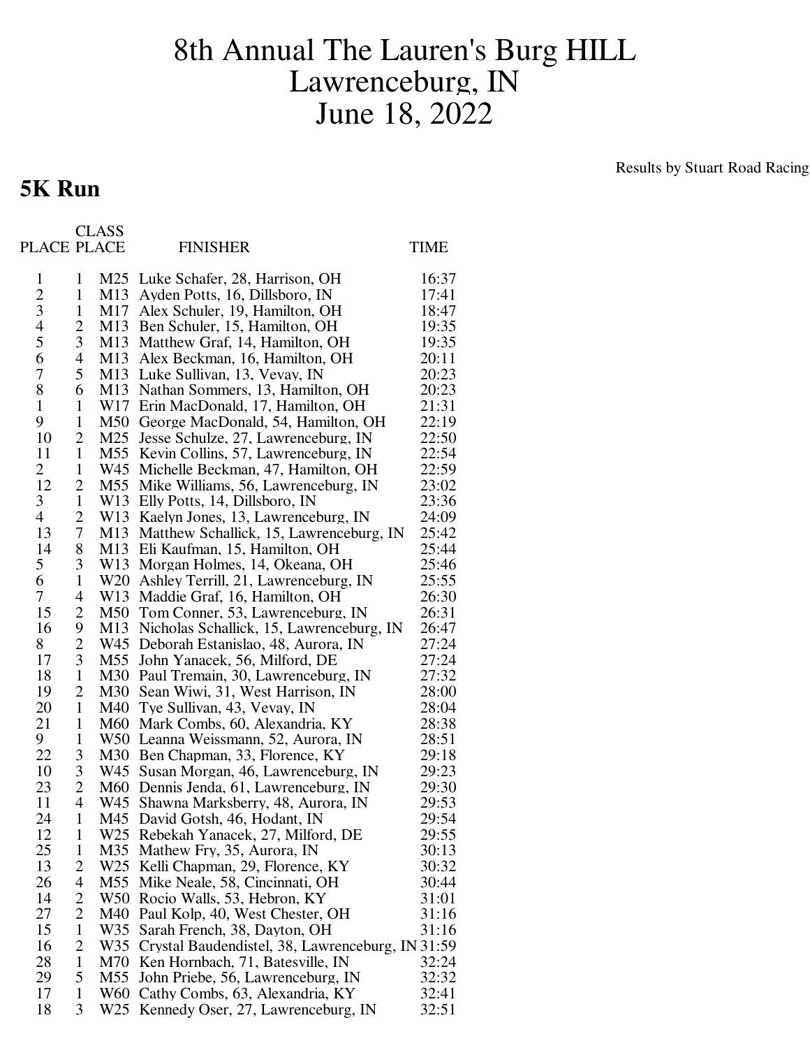# 8th Annual The Lauren's Burg HILL
# Lawrenceburg, IN
# June 18, 2022

Results by Stuart Road Racing

## 5K Run

| PLACE | CLASS PLACE | | FINISHER | TIME |
|---|---|---|---|---|
| 1 | 1 | M25 | Luke Schafer, 28, Harrison, OH | 16:37 |
| 2 | 1 | M13 | Ayden Potts, 16, Dillsboro, IN | 17:41 |
| 3 | 1 | M17 | Alex Schuler, 19, Hamilton, OH | 18:47 |
| 4 | 2 | M13 | Ben Schuler, 15, Hamilton, OH | 19:35 |
| 5 | 3 | M13 | Matthew Graf, 14, Hamilton, OH | 19:35 |
| 6 | 4 | M13 | Alex Beckman, 16, Hamilton, OH | 20:11 |
| 7 | 5 | M13 | Luke Sullivan, 13, Vevay, IN | 20:23 |
| 8 | 6 | M13 | Nathan Sommers, 13, Hamilton, OH | 20:23 |
| 1 | 1 | W17 | Erin MacDonald, 17, Hamilton, OH | 21:31 |
| 9 | 1 | M50 | George MacDonald, 54, Hamilton, OH | 22:19 |
| 10 | 2 | M25 | Jesse Schulze, 27, Lawrenceburg, IN | 22:50 |
| 11 | 1 | M55 | Kevin Collins, 57, Lawrenceburg, IN | 22:54 |
| 2 | 1 | W45 | Michelle Beckman, 47, Hamilton, OH | 22:59 |
| 12 | 2 | M55 | Mike Williams, 56, Lawrenceburg, IN | 23:02 |
| 3 | 1 | W13 | Elly Potts, 14, Dillsboro, IN | 23:36 |
| 4 | 2 | W13 | Kaelyn Jones, 13, Lawrenceburg, IN | 24:09 |
| 13 | 7 | M13 | Matthew Schallick, 15, Lawrenceburg, IN | 25:42 |
| 14 | 8 | M13 | Eli Kaufman, 15, Hamilton, OH | 25:44 |
| 5 | 3 | W13 | Morgan Holmes, 14, Okeana, OH | 25:46 |
| 6 | 1 | W20 | Ashley Terrill, 21, Lawrenceburg, IN | 25:55 |
| 7 | 4 | W13 | Maddie Graf, 16, Hamilton, OH | 26:30 |
| 15 | 2 | M50 | Tom Conner, 53, Lawrenceburg, IN | 26:31 |
| 16 | 9 | M13 | Nicholas Schallick, 15, Lawrenceburg, IN | 26:47 |
| 8 | 2 | W45 | Deborah Estanislao, 48, Aurora, IN | 27:24 |
| 17 | 3 | M55 | John Yanacek, 56, Milford, DE | 27:24 |
| 18 | 1 | M30 | Paul Tremain, 30, Lawrenceburg, IN | 27:32 |
| 19 | 2 | M30 | Sean Wiwi, 31, West Harrison, IN | 28:00 |
| 20 | 1 | M40 | Tye Sullivan, 43, Vevay, IN | 28:04 |
| 21 | 1 | M60 | Mark Combs, 60, Alexandria, KY | 28:38 |
| 9 | 1 | W50 | Leanna Weissmann, 52, Aurora, IN | 28:51 |
| 22 | 3 | M30 | Ben Chapman, 33, Florence, KY | 29:18 |
| 10 | 3 | W45 | Susan Morgan, 46, Lawrenceburg, IN | 29:23 |
| 23 | 2 | M60 | Dennis Jenda, 61, Lawrenceburg, IN | 29:30 |
| 11 | 4 | W45 | Shawna Marksberry, 48, Aurora, IN | 29:53 |
| 24 | 1 | M45 | David Gotsh, 46, Hodant, IN | 29:54 |
| 12 | 1 | W25 | Rebekah Yanacek, 27, Milford, DE | 29:55 |
| 25 | 1 | M35 | Mathew Fry, 35, Aurora, IN | 30:13 |
| 13 | 2 | W25 | Kelli Chapman, 29, Florence, KY | 30:32 |
| 26 | 4 | M55 | Mike Neale, 58, Cincinnati, OH | 30:44 |
| 14 | 2 | W50 | Rocio Walls, 53, Hebron, KY | 31:01 |
| 27 | 2 | M40 | Paul Kolp, 40, West Chester, OH | 31:16 |
| 15 | 1 | W35 | Sarah French, 38, Dayton, OH | 31:16 |
| 16 | 2 | W35 | Crystal Baudendistel, 38, Lawrenceburg, IN | 31:59 |
| 28 | 1 | M70 | Ken Hornbach, 71, Batesville, IN | 32:24 |
| 29 | 5 | M55 | John Priebe, 56, Lawrenceburg, IN | 32:32 |
| 17 | 1 | W60 | Cathy Combs, 63, Alexandria, KY | 32:41 |
| 18 | 3 | W25 | Kennedy Oser, 27, Lawrenceburg, IN | 32:51 |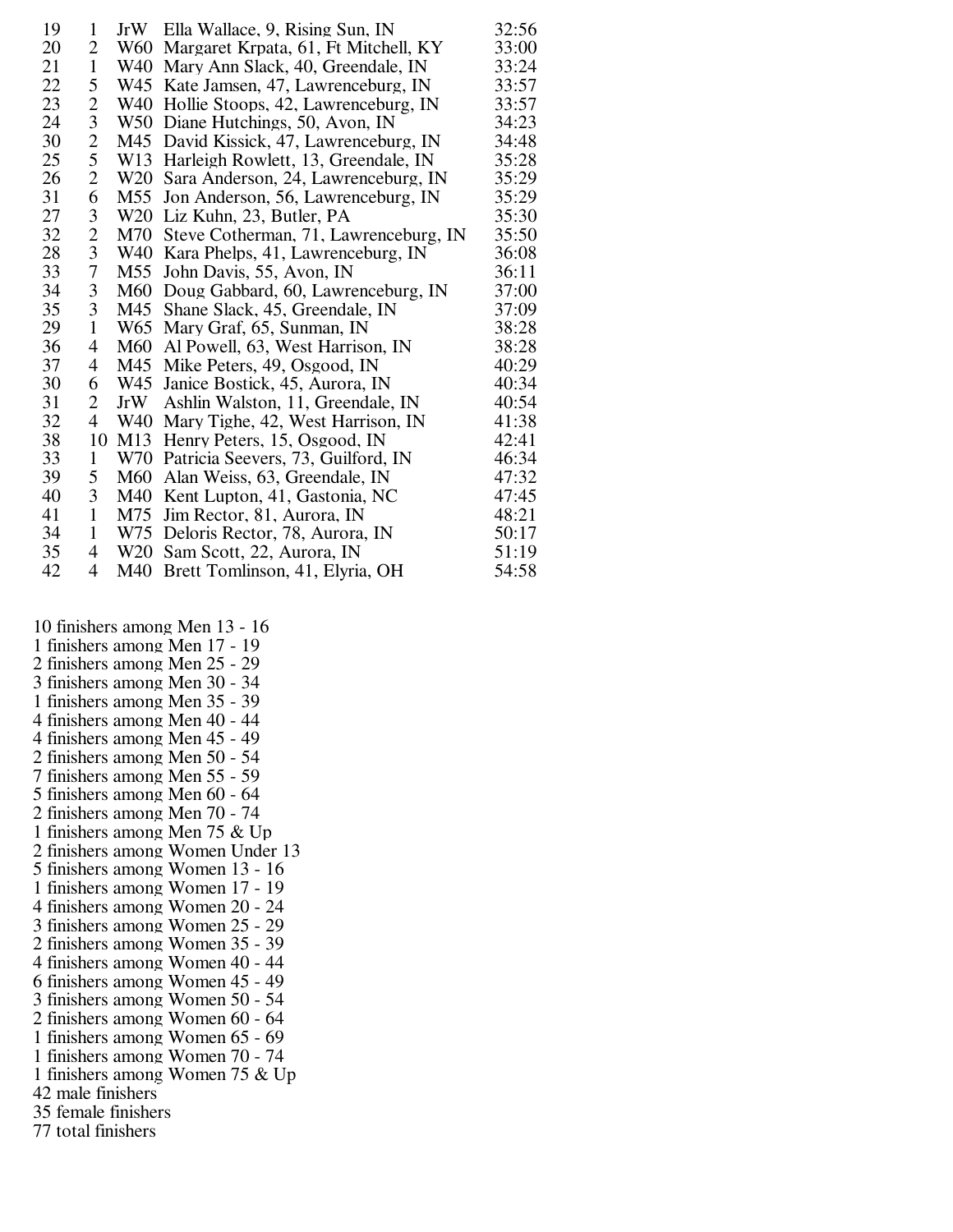| | | | | |
|---|---|---|---|---|
| 19 | 1 | JrW | Ella Wallace, 9, Rising Sun, IN | 32:56 |
| 20 | 2 | W60 | Margaret Krpata, 61, Ft Mitchell, KY | 33:00 |
| 21 | 1 | W40 | Mary Ann Slack, 40, Greendale, IN | 33:24 |
| 22 | 5 | W45 | Kate Jamsen, 47, Lawrenceburg, IN | 33:57 |
| 23 | 2 | W40 | Hollie Stoops, 42, Lawrenceburg, IN | 33:57 |
| 24 | 3 | W50 | Diane Hutchings, 50, Avon, IN | 34:23 |
| 30 | 2 | M45 | David Kissick, 47, Lawrenceburg, IN | 34:48 |
| 25 | 5 | W13 | Harleigh Rowlett, 13, Greendale, IN | 35:28 |
| 26 | 2 | W20 | Sara Anderson, 24, Lawrenceburg, IN | 35:29 |
| 31 | 6 | M55 | Jon Anderson, 56, Lawrenceburg, IN | 35:29 |
| 27 | 3 | W20 | Liz Kuhn, 23, Butler, PA | 35:30 |
| 32 | 2 | M70 | Steve Cotherman, 71, Lawrenceburg, IN | 35:50 |
| 28 | 3 | W40 | Kara Phelps, 41, Lawrenceburg, IN | 36:08 |
| 33 | 7 | M55 | John Davis, 55, Avon, IN | 36:11 |
| 34 | 3 | M60 | Doug Gabbard, 60, Lawrenceburg, IN | 37:00 |
| 35 | 3 | M45 | Shane Slack, 45, Greendale, IN | 37:09 |
| 29 | 1 | W65 | Mary Graf, 65, Sunman, IN | 38:28 |
| 36 | 4 | M60 | Al Powell, 63, West Harrison, IN | 38:28 |
| 37 | 4 | M45 | Mike Peters, 49, Osgood, IN | 40:29 |
| 30 | 6 | W45 | Janice Bostick, 45, Aurora, IN | 40:34 |
| 31 | 2 | JrW | Ashlin Walston, 11, Greendale, IN | 40:54 |
| 32 | 4 | W40 | Mary Tighe, 42, West Harrison, IN | 41:38 |
| 38 | 10 | M13 | Henry Peters, 15, Osgood, IN | 42:41 |
| 33 | 1 | W70 | Patricia Seevers, 73, Guilford, IN | 46:34 |
| 39 | 5 | M60 | Alan Weiss, 63, Greendale, IN | 47:32 |
| 40 | 3 | M40 | Kent Lupton, 41, Gastonia, NC | 47:45 |
| 41 | 1 | M75 | Jim Rector, 81, Aurora, IN | 48:21 |
| 34 | 1 | W75 | Deloris Rector, 78, Aurora, IN | 50:17 |
| 35 | 4 | W20 | Sam Scott, 22, Aurora, IN | 51:19 |
| 42 | 4 | M40 | Brett Tomlinson, 41, Elyria, OH | 54:58 |

10 finishers among Men 13 - 16
1 finishers among Men 17 - 19
2 finishers among Men 25 - 29
3 finishers among Men 30 - 34
1 finishers among Men 35 - 39
4 finishers among Men 40 - 44
4 finishers among Men 45 - 49
2 finishers among Men 50 - 54
7 finishers among Men 55 - 59
5 finishers among Men 60 - 64
2 finishers among Men 70 - 74
1 finishers among Men 75 & Up
2 finishers among Women Under 13
5 finishers among Women 13 - 16
1 finishers among Women 17 - 19
4 finishers among Women 20 - 24
3 finishers among Women 25 - 29
2 finishers among Women 35 - 39
4 finishers among Women 40 - 44
6 finishers among Women 45 - 49
3 finishers among Women 50 - 54
2 finishers among Women 60 - 64
1 finishers among Women 65 - 69
1 finishers among Women 70 - 74
1 finishers among Women 75 & Up
42 male finishers
35 female finishers
77 total finishers